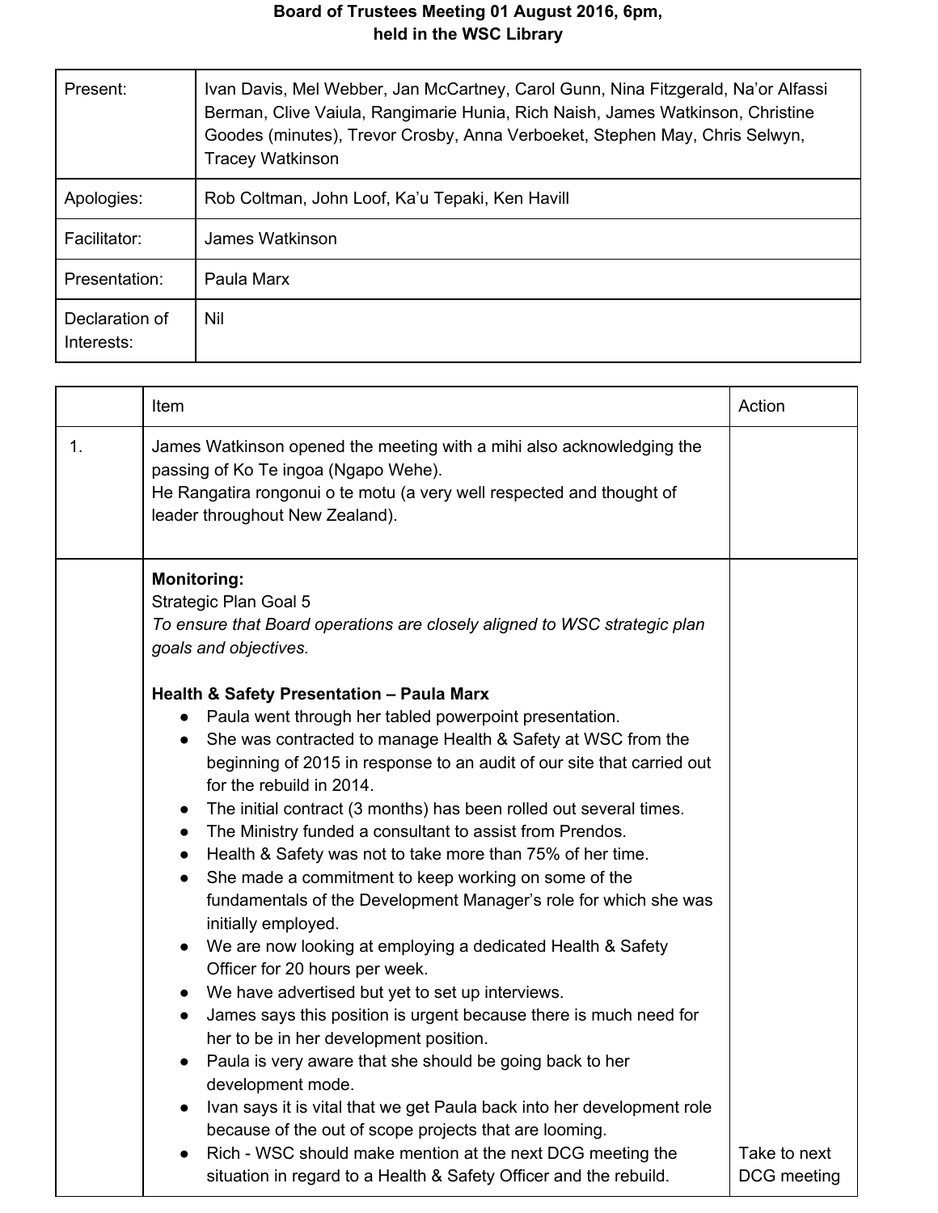**Board of Trustees Meeting 01 August 2016, 6pm,**
**held in the WSC Library**

| | |
|---|---|
| Present: | Ivan Davis, Mel Webber, Jan McCartney, Carol Gunn, Nina Fitzgerald, Na'or Alfassi Berman, Clive Vaiula, Rangimarie Hunia, Rich Naish, James Watkinson, Christine Goodes (minutes), Trevor Crosby, Anna Verboeket, Stephen May, Chris Selwyn, Tracey Watkinson |
| Apologies: | Rob Coltman, John Loof, Ka'u Tepaki, Ken Havill |
| Facilitator: | James Watkinson |
| Presentation: | Paula Marx |
| Declaration of Interests: | Nil |

| | Item | Action |
|---|---|---|
| 1. | James Watkinson opened the meeting with a mihi also acknowledging the passing of Ko Te ingoa (Ngapo Wehe).<br>He Rangatira rongonui o te motu (a very well respected and thought of leader throughout New Zealand). | |
| | **Monitoring:**<br>Strategic Plan Goal 5<br>*To ensure that Board operations are closely aligned to WSC strategic plan goals and objectives.*<br><br>**Health & Safety Presentation – Paula Marx**<br>• Paula went through her tabled powerpoint presentation.<br>• She was contracted to manage Health & Safety at WSC from the beginning of 2015 in response to an audit of our site that carried out for the rebuild in 2014.<br>• The initial contract (3 months) has been rolled out several times.<br>• The Ministry funded a consultant to assist from Prendos.<br>• Health & Safety was not to take more than 75% of her time.<br>• She made a commitment to keep working on some of the fundamentals of the Development Manager's role for which she was initially employed.<br>• We are now looking at employing a dedicated Health & Safety Officer for 20 hours per week.<br>• We have advertised but yet to set up interviews.<br>• James says this position is urgent because there is much need for her to be in her development position.<br>• Paula is very aware that she should be going back to her development mode.<br>• Ivan says it is vital that we get Paula back into her development role because of the out of scope projects that are looming.<br>• Rich - WSC should make mention at the next DCG meeting the situation in regard to a Health & Safety Officer and the rebuild. | Take to next DCG meeting |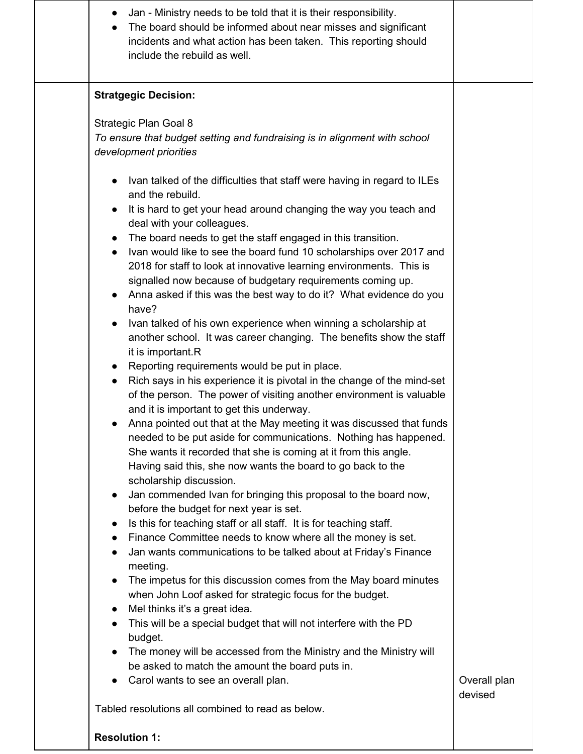| | | |
|---|---|---|
| | - Jan - Ministry needs to be told that it is their responsibility.<br>- The board should be informed about near misses and significant incidents and what action has been taken. This reporting should include the rebuild as well. | |
| | **Stratgegic Decision:**<br><br>Strategic Plan Goal 8<br>*To ensure that budget setting and fundraising is in alignment with school development priorities*<br><br>- Ivan talked of the difficulties that staff were having in regard to ILEs and the rebuild.<br>- It is hard to get your head around changing the way you teach and deal with your colleagues.<br>- The board needs to get the staff engaged in this transition.<br>- Ivan would like to see the board fund 10 scholarships over 2017 and 2018 for staff to look at innovative learning environments. This is signalled now because of budgetary requirements coming up.<br>- Anna asked if this was the best way to do it? What evidence do you have?<br>- Ivan talked of his own experience when winning a scholarship at another school. It was career changing. The benefits show the staff it is important.R<br>- Reporting requirements would be put in place.<br>- Rich says in his experience it is pivotal in the change of the mind-set of the person. The power of visiting another environment is valuable and it is important to get this underway.<br>- Anna pointed out that at the May meeting it was discussed that funds needed to be put aside for communications. Nothing has happened. She wants it recorded that she is coming at it from this angle. Having said this, she now wants the board to go back to the scholarship discussion.<br>- Jan commended Ivan for bringing this proposal to the board now, before the budget for next year is set.<br>- Is this for teaching staff or all staff. It is for teaching staff.<br>- Finance Committee needs to know where all the money is set.<br>- Jan wants communications to be talked about at Friday's Finance meeting.<br>- The impetus for this discussion comes from the May board minutes when John Loof asked for strategic focus for the budget.<br>- Mel thinks it's a great idea.<br>- This will be a special budget that will not interfere with the PD budget.<br>- The money will be accessed from the Ministry and the Ministry will be asked to match the amount the board puts in.<br>- Carol wants to see an overall plan.<br><br>Tabled resolutions all combined to read as below.<br><br>**Resolution 1:** | Overall plan devised |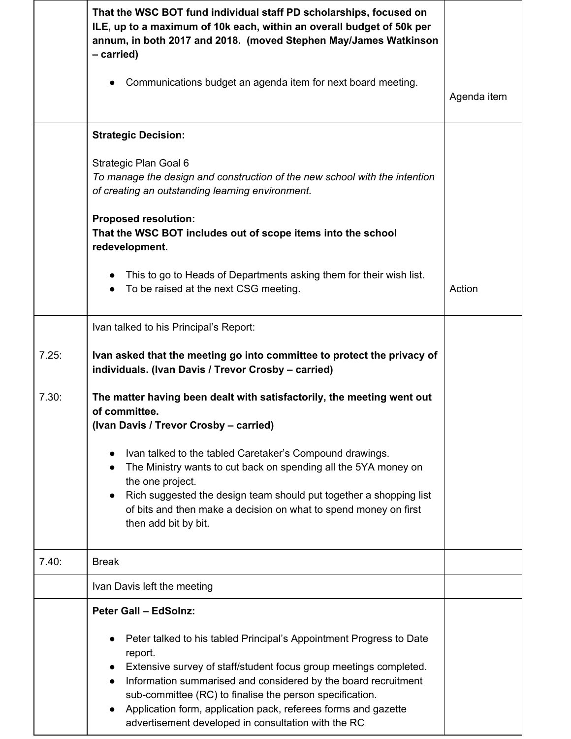| | | |
|---|---|---|
| | **That the WSC BOT fund individual staff PD scholarships, focused on ILE, up to a maximum of 10k each, within an overall budget of 50k per annum, in both 2017 and 2018. (moved Stephen May/James Watkinson – carried)**<br><br>● Communications budget an agenda item for next board meeting. | Agenda item |
| | **Strategic Decision:**<br><br>Strategic Plan Goal 6<br>*To manage the design and construction of the new school with the intention of creating an outstanding learning environment.*<br><br>**Proposed resolution:**<br>**That the WSC BOT includes out of scope items into the school redevelopment.**<br><br>● This to go to Heads of Departments asking them for their wish list.<br>● To be raised at the next CSG meeting. | Action |
| 7.25:<br><br>7.30: | Ivan talked to his Principal's Report:<br><br>**Ivan asked that the meeting go into committee to protect the privacy of individuals. (Ivan Davis / Trevor Crosby – carried)**<br><br>**The matter having been dealt with satisfactorily, the meeting went out of committee.**<br>**(Ivan Davis / Trevor Crosby – carried)**<br><br>● Ivan talked to the tabled Caretaker's Compound drawings.<br>● The Ministry wants to cut back on spending all the 5YA money on the one project.<br>● Rich suggested the design team should put together a shopping list of bits and then make a decision on what to spend money on first then add bit by bit. | |
| 7.40: | Break | |
| | Ivan Davis left the meeting | |
| | **Peter Gall – EdSolnz:**<br><br>● Peter talked to his tabled Principal's Appointment Progress to Date report.<br>● Extensive survey of staff/student focus group meetings completed.<br>● Information summarised and considered by the board recruitment sub-committee (RC) to finalise the person specification.<br>● Application form, application pack, referees forms and gazette advertisement developed in consultation with the RC | |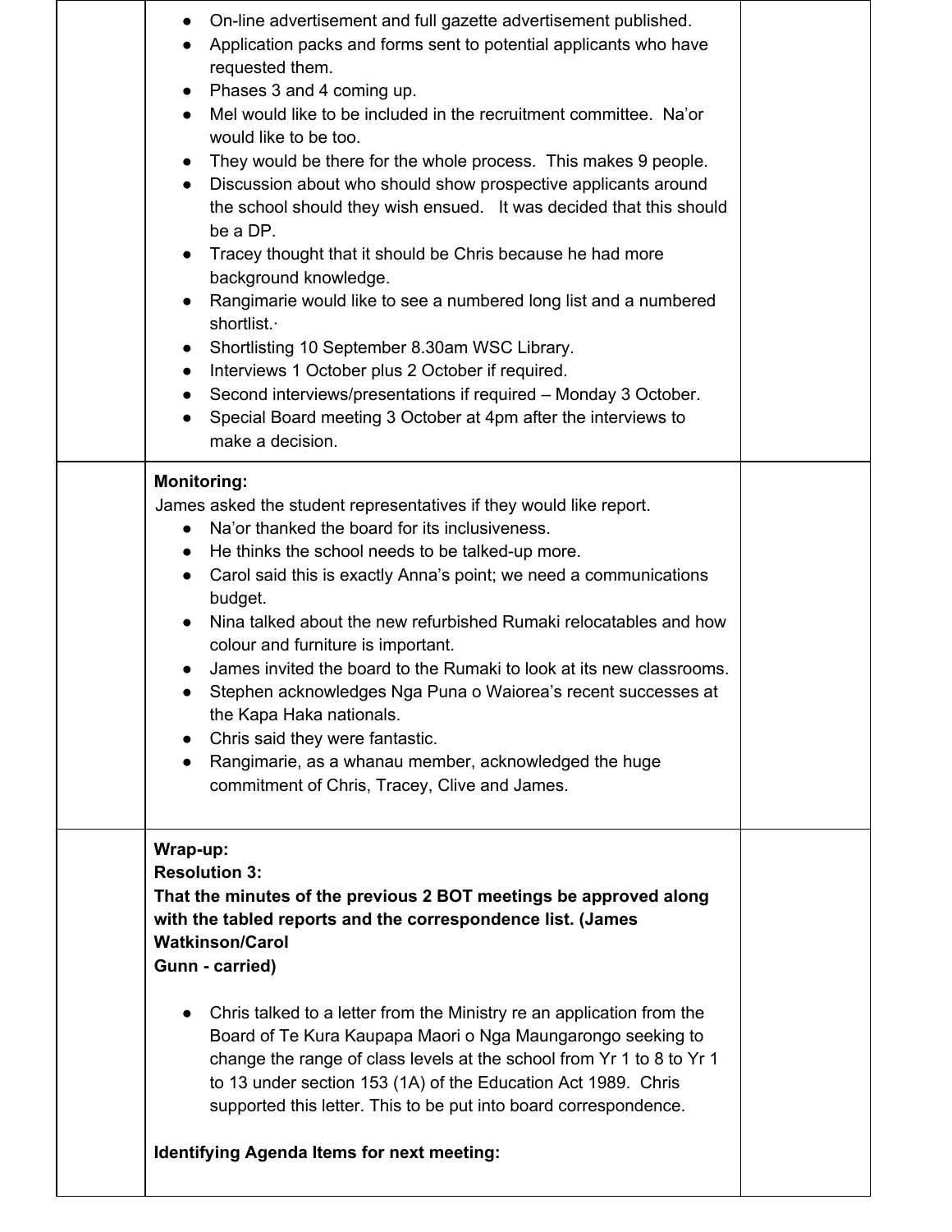| | | |
|---|---|---|
| | <ul><li>On-line advertisement and full gazette advertisement published.</li><li>Application packs and forms sent to potential applicants who have requested them.</li><li>Phases 3 and 4 coming up.</li><li>Mel would like to be included in the recruitment committee. Na'or would like to be too.</li><li>They would be there for the whole process. This makes 9 people.</li><li>Discussion about who should show prospective applicants around the school should they wish ensued. It was decided that this should be a DP.</li><li>Tracey thought that it should be Chris because he had more background knowledge.</li><li>Rangimarie would like to see a numbered long list and a numbered shortlist.·</li><li>Shortlisting 10 September 8.30am WSC Library.</li><li>Interviews 1 October plus 2 October if required.</li><li>Second interviews/presentations if required – Monday 3 October.</li><li>Special Board meeting 3 October at 4pm after the interviews to make a decision.</li></ul> | |
| | **Monitoring:**<br>James asked the student representatives if they would like report.<ul><li>Na'or thanked the board for its inclusiveness.</li><li>He thinks the school needs to be talked-up more.</li><li>Carol said this is exactly Anna's point; we need a communications budget.</li><li>Nina talked about the new refurbished Rumaki relocatables and how colour and furniture is important.</li><li>James invited the board to the Rumaki to look at its new classrooms.</li><li>Stephen acknowledges Nga Puna o Waiorea's recent successes at the Kapa Haka nationals.</li><li>Chris said they were fantastic.</li><li>Rangimarie, as a whanau member, acknowledged the huge commitment of Chris, Tracey, Clive and James.</li></ul> | |
| | **Wrap-up:**<br>**Resolution 3:**<br>**That the minutes of the previous 2 BOT meetings be approved along with the tabled reports and the correspondence list. (James Watkinson/Carol Gunn - carried)**<ul><li>Chris talked to a letter from the Ministry re an application from the Board of Te Kura Kaupapa Maori o Nga Maungarongo seeking to change the range of class levels at the school from Yr 1 to 8 to Yr 1 to 13 under section 153 (1A) of the Education Act 1989. Chris supported this letter. This to be put into board correspondence.</li></ul>**Identifying Agenda Items for next meeting:** | |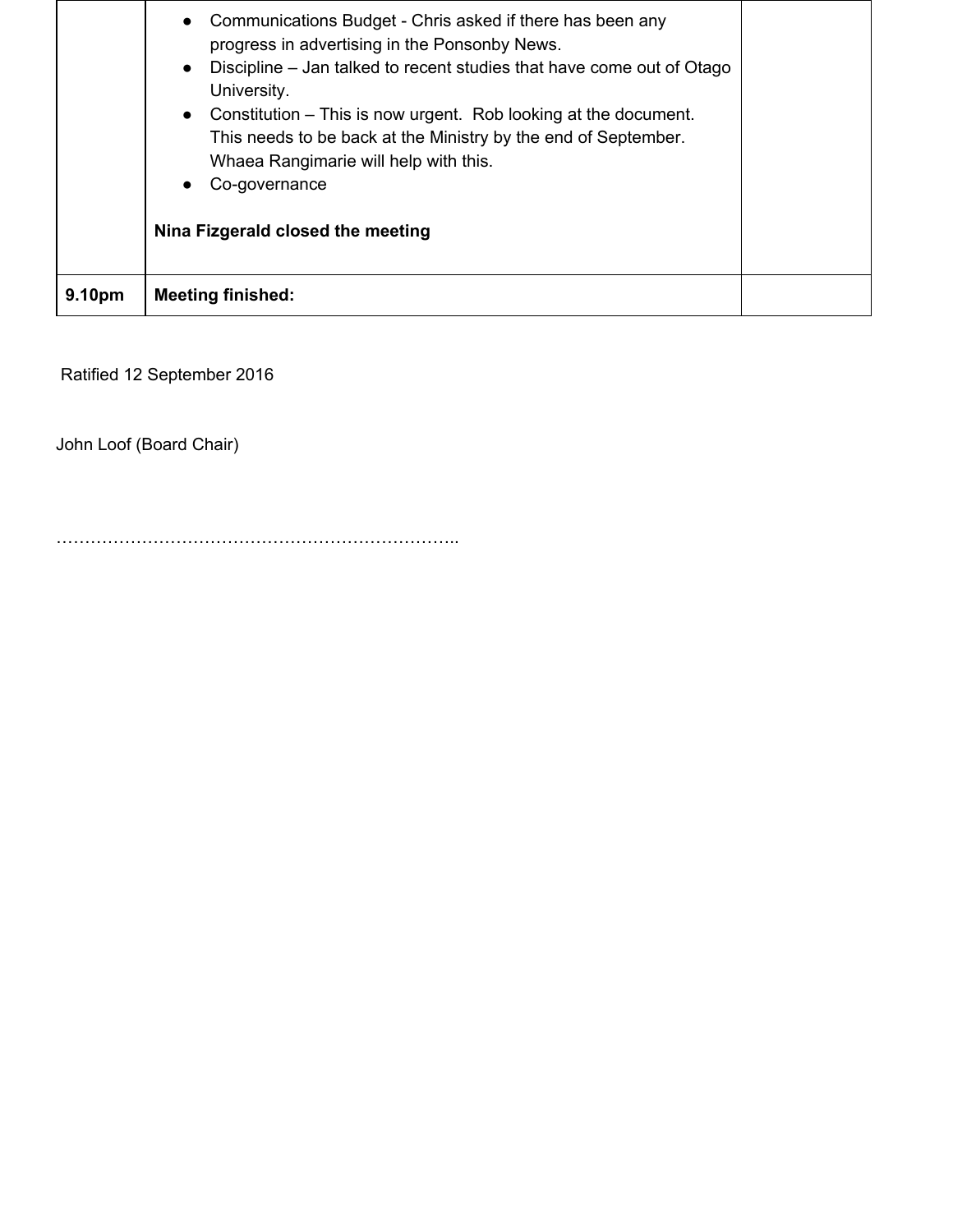| | | |
|---|---|---|
| | • Communications Budget - Chris asked if there has been any progress in advertising in the Ponsonby News.<br>• Discipline – Jan talked to recent studies that have come out of Otago University.<br>• Constitution – This is now urgent. Rob looking at the document. This needs to be back at the Ministry by the end of September. Whaea Rangimarie will help with this.<br>• Co-governance<br><br>**Nina Fizgerald closed the meeting** | |
| **9.10pm** | **Meeting finished:** | |

Ratified 12 September 2016

John Loof (Board Chair)

………………………………………………………………..